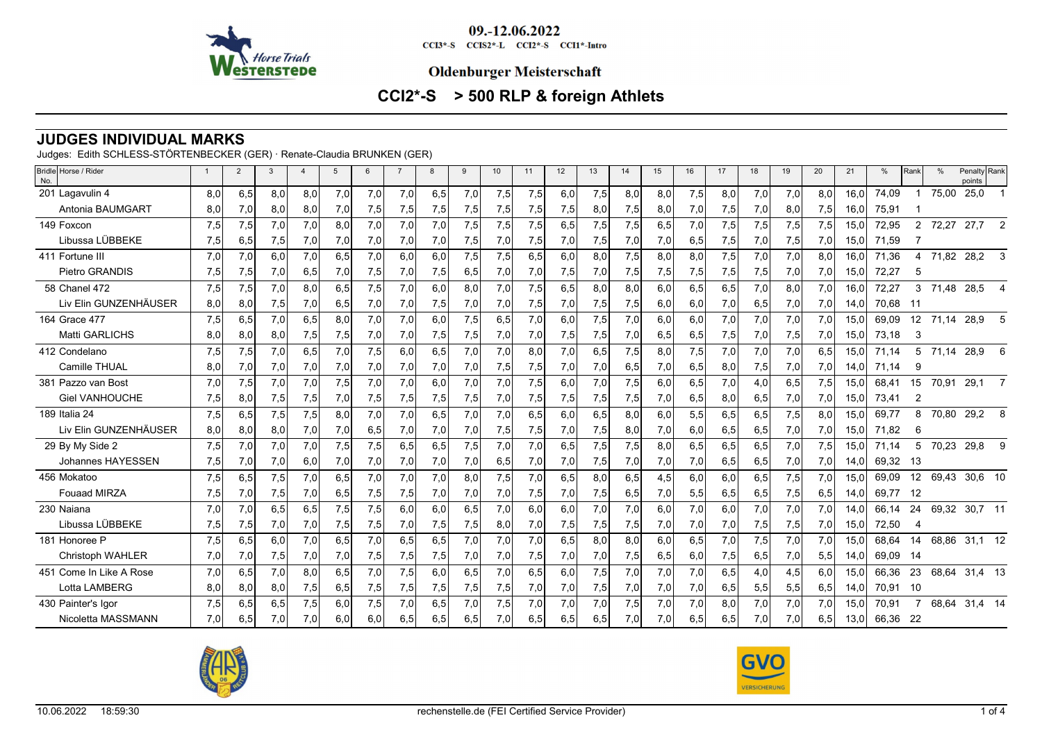09.-12.06.2022

CCI3*-S CCIS2*-L CCI2*-S CCI1*-Intro

**Oldenburger Meisterschaft**

## CCI2*-S > 500 RLP & foreign Athlets

## JUDGES INDIVIDUAL MARKS

Judges: Edith SCHLESS-STÖRTENBECKER (GER) · Renate-Claudia BRUNKEN (GER)

| Bridle No. | Horse / Rider | 1 | 2 | 3 | 4 | 5 | 6 | 7 | 8 | 9 | 10 | 11 | 12 | 13 | 14 | 15 | 16 | 17 | 18 | 19 | 20 | 21 | % | Rank | % | Penalty points | Rank |
|---|---|---|---|---|---|---|---|---|---|---|---|---|---|---|---|---|---|---|---|---|---|---|---|---|---|---|---|
| 201 | Lagavulin 4 | 8,0 | 6,5 | 8,0 | 8,0 | 7,0 | 7,0 | 7,0 | 6,5 | 7,0 | 7,5 | 7,5 | 6,0 | 7,5 | 8,0 | 8,0 | 7,5 | 8,0 | 7,0 | 7,0 | 8,0 | 16,0 | 74,09 | 1 | 75,00 | 25,0 | 1 |
| | Antonia BAUMGART | 8,0 | 7,0 | 8,0 | 8,0 | 7,0 | 7,5 | 7,5 | 7,5 | 7,5 | 7,5 | 7,5 | 7,5 | 8,0 | 7,5 | 8,0 | 7,0 | 7,5 | 7,0 | 8,0 | 7,5 | 16,0 | 75,91 | 1 | | | |
| 149 | Foxcon | 7,5 | 7,5 | 7,0 | 7,0 | 8,0 | 7,0 | 7,0 | 7,0 | 7,5 | 7,5 | 7,5 | 6,5 | 7,5 | 7,5 | 6,5 | 7,0 | 7,5 | 7,5 | 7,5 | 7,5 | 15,0 | 72,95 | 2 | 72,27 | 27,7 | 2 |
| | Libussa LÜBBEKE | 7,5 | 6,5 | 7,5 | 7,0 | 7,0 | 7,0 | 7,0 | 7,0 | 7,5 | 7,0 | 7,5 | 7,0 | 7,5 | 7,0 | 7,0 | 6,5 | 7,5 | 7,0 | 7,5 | 7,0 | 15,0 | 71,59 | 7 | | | |
| 411 | Fortune III | 7,0 | 7,0 | 6,0 | 7,0 | 6,5 | 7,0 | 6,0 | 6,0 | 7,5 | 7,5 | 6,5 | 6,0 | 8,0 | 7,5 | 8,0 | 8,0 | 7,5 | 7,0 | 7,0 | 8,0 | 16,0 | 71,36 | 4 | 71,82 | 28,2 | 3 |
| | Pietro GRANDIS | 7,5 | 7,5 | 7,0 | 6,5 | 7,0 | 7,5 | 7,0 | 7,5 | 6,5 | 7,0 | 7,0 | 7,5 | 7,0 | 7,5 | 7,5 | 7,5 | 7,5 | 7,5 | 7,0 | 7,0 | 15,0 | 72,27 | 5 | | | |
| 58 | Chanel 472 | 7,5 | 7,5 | 7,0 | 8,0 | 6,5 | 7,5 | 7,0 | 6,0 | 8,0 | 7,0 | 7,5 | 6,5 | 8,0 | 8,0 | 6,0 | 6,5 | 6,5 | 7,0 | 8,0 | 7,0 | 16,0 | 72,27 | 3 | 71,48 | 28,5 | 4 |
| | Liv Elin GUNZENHÄUSER | 8,0 | 8,0 | 7,5 | 7,0 | 6,5 | 7,0 | 7,0 | 7,5 | 7,0 | 7,0 | 7,5 | 7,0 | 7,5 | 7,5 | 6,0 | 6,0 | 7,0 | 6,5 | 7,0 | 7,0 | 14,0 | 70,68 | 11 | | | |
| 164 | Grace 477 | 7,5 | 6,5 | 7,0 | 6,5 | 8,0 | 7,0 | 7,0 | 6,0 | 7,5 | 6,5 | 7,0 | 6,0 | 7,5 | 7,0 | 6,0 | 6,0 | 7,0 | 7,0 | 7,0 | 7,0 | 15,0 | 69,09 | 12 | 71,14 | 28,9 | 5 |
| | Matti GARLICHS | 8,0 | 8,0 | 8,0 | 7,5 | 7,5 | 7,0 | 7,0 | 7,5 | 7,5 | 7,0 | 7,0 | 7,5 | 7,5 | 7,0 | 6,5 | 6,5 | 7,5 | 7,0 | 7,5 | 7,0 | 15,0 | 73,18 | 3 | | | |
| 412 | Condelano | 7,5 | 7,5 | 7,0 | 6,5 | 7,0 | 7,5 | 6,0 | 6,5 | 7,0 | 7,0 | 8,0 | 7,0 | 6,5 | 7,5 | 8,0 | 7,5 | 7,0 | 7,0 | 7,0 | 6,5 | 15,0 | 71,14 | 5 | 71,14 | 28,9 | 6 |
| | Camille THUAL | 8,0 | 7,0 | 7,0 | 7,0 | 7,0 | 7,0 | 7,0 | 7,0 | 7,0 | 7,5 | 7,5 | 7,0 | 7,0 | 6,5 | 7,0 | 6,5 | 8,0 | 7,5 | 7,0 | 7,0 | 14,0 | 71,14 | 9 | | | |
| 381 | Pazzo van Bost | 7,0 | 7,5 | 7,0 | 7,0 | 7,5 | 7,0 | 7,0 | 6,0 | 7,0 | 7,0 | 7,5 | 6,0 | 7,0 | 7,5 | 6,0 | 6,5 | 7,0 | 4,0 | 6,5 | 7,5 | 15,0 | 68,41 | 15 | 70,91 | 29,1 | 7 |
| | Giel VANHOUCHE | 7,5 | 8,0 | 7,5 | 7,5 | 7,0 | 7,5 | 7,5 | 7,5 | 7,5 | 7,0 | 7,5 | 7,5 | 7,5 | 7,5 | 7,0 | 6,5 | 8,0 | 6,5 | 7,0 | 7,0 | 15,0 | 73,41 | 2 | | | |
| 189 | Italia 24 | 7,5 | 6,5 | 7,5 | 7,5 | 8,0 | 7,0 | 7,0 | 6,5 | 7,0 | 7,0 | 6,5 | 6,0 | 6,5 | 8,0 | 6,0 | 5,5 | 6,5 | 6,5 | 7,5 | 8,0 | 15,0 | 69,77 | 8 | 70,80 | 29,2 | 8 |
| | Liv Elin GUNZENHÄUSER | 8,0 | 8,0 | 8,0 | 7,0 | 7,0 | 6,5 | 7,0 | 7,0 | 7,0 | 7,5 | 7,5 | 7,0 | 7,5 | 8,0 | 7,0 | 6,0 | 6,5 | 6,5 | 7,0 | 7,0 | 15,0 | 71,82 | 6 | | | |
| 29 | By My Side 2 | 7,5 | 7,0 | 7,0 | 7,0 | 7,5 | 7,5 | 6,5 | 6,5 | 7,5 | 7,0 | 7,0 | 6,5 | 7,5 | 7,5 | 8,0 | 6,5 | 6,5 | 6,5 | 7,0 | 7,5 | 15,0 | 71,14 | 5 | 70,23 | 29,8 | 9 |
| | Johannes HAYESSEN | 7,5 | 7,0 | 7,0 | 6,0 | 7,0 | 7,0 | 7,0 | 7,0 | 7,0 | 6,5 | 7,0 | 7,0 | 7,0 | 7,0 | 7,0 | 7,0 | 6,5 | 6,5 | 7,0 | 7,0 | 14,0 | 69,32 | 13 | | | |
| 456 | Mokatoo | 7,5 | 6,5 | 7,5 | 7,0 | 6,5 | 7,0 | 7,0 | 7,0 | 8,0 | 7,5 | 7,0 | 6,5 | 8,0 | 6,5 | 4,5 | 6,0 | 6,0 | 6,5 | 7,5 | 7,0 | 15,0 | 69,09 | 12 | 69,43 | 30,6 | 10 |
| | Fouaad MIRZA | 7,5 | 7,0 | 7,5 | 7,0 | 6,5 | 7,5 | 7,5 | 7,0 | 7,0 | 7,0 | 7,5 | 7,0 | 7,5 | 6,5 | 7,0 | 5,5 | 6,5 | 6,5 | 7,5 | 6,5 | 14,0 | 69,77 | 12 | | | |
| 230 | Naiana | 7,0 | 7,0 | 6,5 | 6,5 | 7,5 | 7,5 | 6,0 | 6,0 | 6,5 | 7,0 | 6,0 | 6,0 | 7,0 | 7,0 | 6,0 | 7,0 | 6,0 | 7,0 | 7,0 | 7,0 | 14,0 | 66,14 | 24 | 69,32 | 30,7 | 11 |
| | Libussa LÜBBEKE | 7,5 | 7,5 | 7,0 | 7,0 | 7,5 | 7,5 | 7,0 | 7,5 | 7,5 | 8,0 | 7,0 | 7,5 | 7,5 | 7,5 | 7,0 | 7,0 | 7,0 | 7,5 | 7,5 | 7,0 | 15,0 | 72,50 | 4 | | | |
| 181 | Honoree P | 7,5 | 6,5 | 6,0 | 7,0 | 6,5 | 7,0 | 6,5 | 6,5 | 7,0 | 7,0 | 7,0 | 6,5 | 8,0 | 8,0 | 6,0 | 6,5 | 7,0 | 7,5 | 7,0 | 7,0 | 15,0 | 68,64 | 14 | 68,86 | 31,1 | 12 |
| | Christoph WAHLER | 7,0 | 7,0 | 7,5 | 7,0 | 7,0 | 7,5 | 7,5 | 7,5 | 7,0 | 7,0 | 7,5 | 7,0 | 7,0 | 7,5 | 6,5 | 6,0 | 7,5 | 6,5 | 7,0 | 5,5 | 14,0 | 69,09 | 14 | | | |
| 451 | Come In Like A Rose | 7,0 | 6,5 | 7,0 | 8,0 | 6,5 | 7,0 | 7,5 | 6,0 | 6,5 | 7,0 | 6,5 | 6,0 | 7,5 | 7,0 | 7,0 | 7,0 | 6,5 | 4,0 | 4,5 | 6,0 | 15,0 | 66,36 | 23 | 68,64 | 31,4 | 13 |
| | Lotta LAMBERG | 8,0 | 8,0 | 8,0 | 7,5 | 6,5 | 7,5 | 7,5 | 7,5 | 7,5 | 7,5 | 7,0 | 7,0 | 7,5 | 7,0 | 7,0 | 7,0 | 6,5 | 5,5 | 5,5 | 6,5 | 14,0 | 70,91 | 10 | | | |
| 430 | Painter's Igor | 7,5 | 6,5 | 6,5 | 7,5 | 6,0 | 7,5 | 7,0 | 6,5 | 7,0 | 7,5 | 7,0 | 7,0 | 7,0 | 7,5 | 7,0 | 7,0 | 8,0 | 7,0 | 7,0 | 7,0 | 15,0 | 70,91 | 7 | 68,64 | 31,4 | 14 |
| | Nicoletta MASSMANN | 7,0 | 6,5 | 7,0 | 7,0 | 6,0 | 6,0 | 6,5 | 6,5 | 6,5 | 7,0 | 6,5 | 6,5 | 6,5 | 7,0 | 7,0 | 6,5 | 6,5 | 7,0 | 7,0 | 6,5 | 13,0 | 66,36 | 22 | | | |

10.06.2022 18:59:30 rechenstelle.de (FEI Certified Service Provider)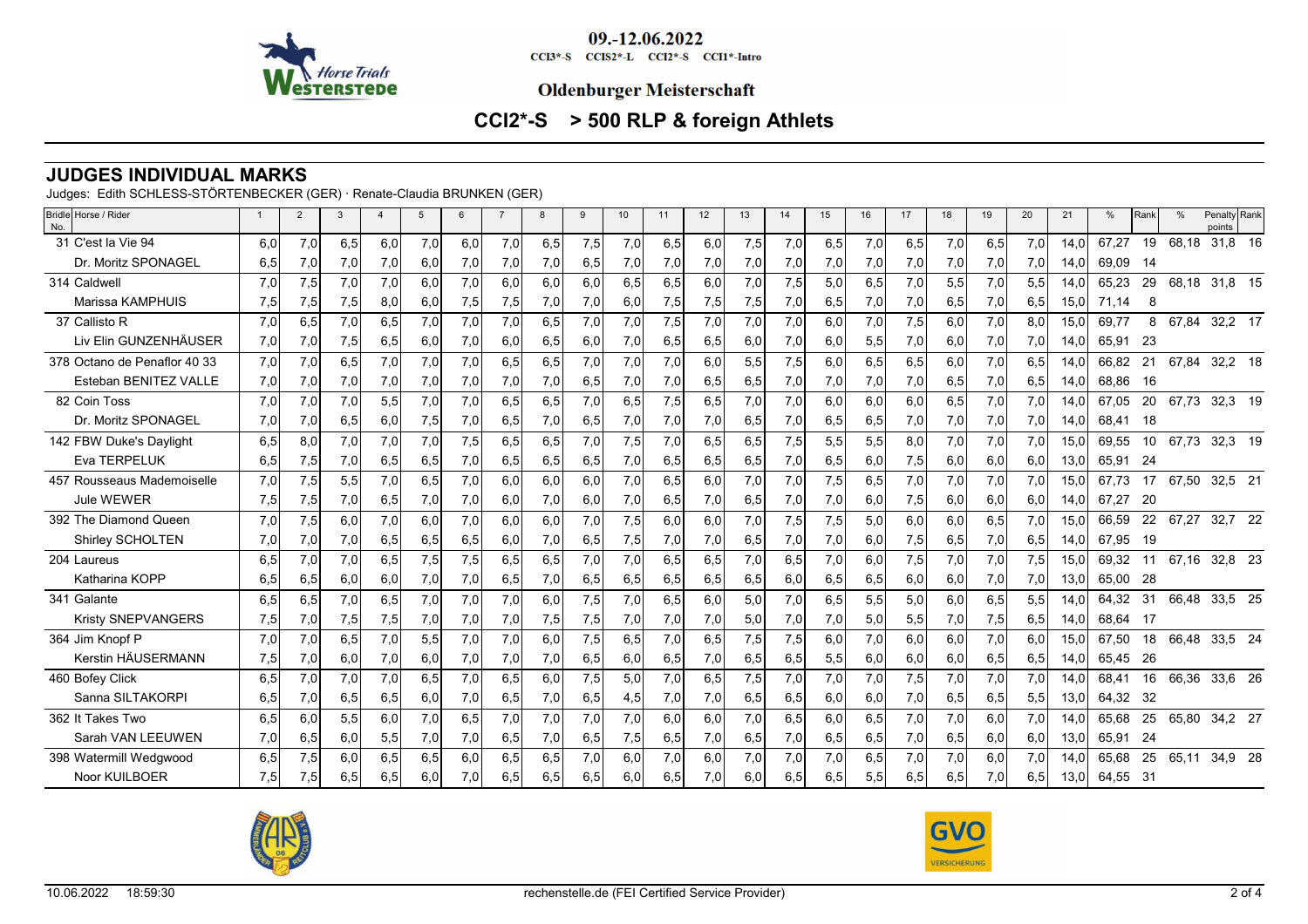09.-12.06.2022

CCI3*-S CCIS2*-L CCI2*-S CCI1*-Intro

**Oldenburger Meisterschaft**

## CCI2*-S > 500 RLP & foreign Athletes

## JUDGES INDIVIDUAL MARKS

Judges: Edith SCHLESS-STÖRTENBECKER (GER) · Renate-Claudia BRUNKEN (GER)

| Bridle No. | Horse / Rider | 1 | 2 | 3 | 4 | 5 | 6 | 7 | 8 | 9 | 10 | 11 | 12 | 13 | 14 | 15 | 16 | 17 | 18 | 19 | 20 | 21 | % | Rank | % | Penalty points | Rank |
|---|---|---|---|---|---|---|---|---|---|---|---|---|---|---|---|---|---|---|---|---|---|---|---|---|---|---|---|
| 31 | C'est la Vie 94 | 6,0 | 7,0 | 6,5 | 6,0 | 7,0 | 6,0 | 7,0 | 6,5 | 7,5 | 7,0 | 6,5 | 6,0 | 7,5 | 7,0 | 6,5 | 7,0 | 6,5 | 7,0 | 6,5 | 7,0 | 14,0 | 67,27 | 19 | 68,18 | 31,8 | 16 |
| | Dr. Moritz SPONAGEL | 6,5 | 7,0 | 7,0 | 7,0 | 6,0 | 7,0 | 7,0 | 7,0 | 6,5 | 7,0 | 7,0 | 7,0 | 7,0 | 7,0 | 7,0 | 7,0 | 7,0 | 7,0 | 7,0 | 7,0 | 14,0 | 69,09 | 14 | | | |
| 314 | Caldwell | 7,0 | 7,5 | 7,0 | 7,0 | 6,0 | 7,0 | 6,0 | 6,0 | 6,0 | 6,5 | 6,5 | 6,0 | 7,0 | 7,5 | 5,0 | 6,5 | 7,0 | 5,5 | 7,0 | 5,5 | 14,0 | 65,23 | 29 | 68,18 | 31,8 | 15 |
| | Marissa KAMPHUIS | 7,5 | 7,5 | 7,5 | 8,0 | 6,0 | 7,5 | 7,5 | 7,0 | 7,0 | 6,0 | 7,5 | 7,5 | 7,5 | 7,0 | 6,5 | 7,0 | 7,0 | 6,5 | 7,0 | 6,5 | 15,0 | 71,14 | 8 | | | |
| 37 | Callisto R | 7,0 | 6,5 | 7,0 | 6,5 | 7,0 | 7,0 | 7,0 | 6,5 | 7,0 | 7,0 | 7,5 | 7,0 | 7,0 | 7,0 | 6,0 | 7,0 | 7,5 | 6,0 | 7,0 | 8,0 | 15,0 | 69,77 | 8 | 67,84 | 32,2 | 17 |
| | Liv Elin GUNZENHÄUSER | 7,0 | 7,0 | 7,5 | 6,5 | 6,0 | 7,0 | 6,0 | 6,5 | 6,0 | 7,0 | 6,5 | 6,5 | 6,0 | 7,0 | 6,0 | 5,5 | 7,0 | 6,0 | 7,0 | 7,0 | 14,0 | 65,91 | 23 | | | |
| 378 | Octano de Penaflor 40 33 | 7,0 | 7,0 | 6,5 | 7,0 | 7,0 | 7,0 | 6,5 | 6,5 | 7,0 | 7,0 | 7,0 | 6,0 | 5,5 | 7,5 | 6,0 | 6,5 | 6,5 | 6,0 | 7,0 | 6,5 | 14,0 | 66,82 | 21 | 67,84 | 32,2 | 18 |
| | Esteban BENITEZ VALLE | 7,0 | 7,0 | 7,0 | 7,0 | 7,0 | 7,0 | 7,0 | 7,0 | 6,5 | 7,0 | 7,0 | 6,5 | 6,5 | 7,0 | 7,0 | 7,0 | 7,0 | 6,5 | 7,0 | 6,5 | 14,0 | 68,86 | 16 | | | |
| 82 | Coin Toss | 7,0 | 7,0 | 7,0 | 5,5 | 7,0 | 7,0 | 6,5 | 6,5 | 7,0 | 6,5 | 7,5 | 6,5 | 7,0 | 7,0 | 6,0 | 6,0 | 6,0 | 6,5 | 7,0 | 7,0 | 14,0 | 67,05 | 20 | 67,73 | 32,3 | 19 |
| | Dr. Moritz SPONAGEL | 7,0 | 7,0 | 6,5 | 6,0 | 7,5 | 7,0 | 6,5 | 7,0 | 6,5 | 7,0 | 7,0 | 7,0 | 6,5 | 7,0 | 6,5 | 6,5 | 7,0 | 7,0 | 7,0 | 7,0 | 14,0 | 68,41 | 18 | | | |
| 142 | FBW Duke's Daylight | 6,5 | 8,0 | 7,0 | 7,0 | 7,0 | 7,5 | 6,5 | 6,5 | 7,0 | 7,5 | 7,0 | 6,5 | 6,5 | 7,5 | 5,5 | 5,5 | 8,0 | 7,0 | 7,0 | 7,0 | 15,0 | 69,55 | 10 | 67,73 | 32,3 | 19 |
| | Eva TERPELUK | 6,5 | 7,5 | 7,0 | 6,5 | 6,5 | 7,0 | 6,5 | 6,5 | 6,5 | 7,0 | 6,5 | 6,5 | 6,5 | 7,0 | 6,5 | 6,0 | 7,5 | 6,0 | 6,0 | 6,0 | 13,0 | 65,91 | 24 | | | |
| 457 | Rousseaus Mademoiselle | 7,0 | 7,5 | 5,5 | 7,0 | 6,5 | 7,0 | 6,0 | 6,0 | 6,0 | 7,0 | 6,5 | 6,0 | 7,0 | 7,0 | 7,5 | 6,5 | 7,0 | 7,0 | 7,0 | 7,0 | 15,0 | 67,73 | 17 | 67,50 | 32,5 | 21 |
| | Jule WEWER | 7,5 | 7,5 | 7,0 | 6,5 | 7,0 | 7,0 | 6,0 | 7,0 | 6,0 | 7,0 | 6,5 | 7,0 | 6,5 | 7,0 | 7,0 | 6,0 | 7,5 | 6,0 | 6,0 | 6,0 | 14,0 | 67,27 | 20 | | | |
| 392 | The Diamond Queen | 7,0 | 7,5 | 6,0 | 7,0 | 6,0 | 7,0 | 6,0 | 6,0 | 7,0 | 7,5 | 6,0 | 6,0 | 7,0 | 7,5 | 7,5 | 5,0 | 6,0 | 6,0 | 6,5 | 7,0 | 15,0 | 66,59 | 22 | 67,27 | 32,7 | 22 |
| | Shirley SCHOLTEN | 7,0 | 7,0 | 7,0 | 6,5 | 6,5 | 6,5 | 6,0 | 7,0 | 6,5 | 7,5 | 7,0 | 7,0 | 6,5 | 7,0 | 7,0 | 6,0 | 7,5 | 6,5 | 7,0 | 6,5 | 14,0 | 67,95 | 19 | | | |
| 204 | Laureus | 6,5 | 7,0 | 7,0 | 6,5 | 7,5 | 7,5 | 6,5 | 6,5 | 7,0 | 7,0 | 6,5 | 6,5 | 7,0 | 6,5 | 7,0 | 6,0 | 7,5 | 7,0 | 7,0 | 7,5 | 15,0 | 69,32 | 11 | 67,16 | 32,8 | 23 |
| | Katharina KOPP | 6,5 | 6,5 | 6,0 | 6,0 | 7,0 | 7,0 | 6,5 | 7,0 | 6,5 | 6,5 | 6,5 | 6,5 | 6,5 | 6,0 | 6,5 | 6,5 | 6,0 | 6,0 | 7,0 | 7,0 | 13,0 | 65,00 | 28 | | | |
| 341 | Galante | 6,5 | 6,5 | 7,0 | 6,5 | 7,0 | 7,0 | 7,0 | 6,0 | 7,5 | 7,0 | 6,5 | 6,0 | 5,0 | 7,0 | 6,5 | 5,5 | 5,0 | 6,0 | 6,5 | 5,5 | 14,0 | 64,32 | 31 | 66,48 | 33,5 | 25 |
| | Kristy SNEPVANGERS | 7,5 | 7,0 | 7,5 | 7,5 | 7,0 | 7,0 | 7,0 | 7,5 | 7,5 | 7,0 | 7,0 | 7,0 | 5,0 | 7,0 | 7,0 | 5,0 | 5,5 | 7,0 | 7,5 | 6,5 | 14,0 | 68,64 | 17 | | | |
| 364 | Jim Knopf P | 7,0 | 7,0 | 6,5 | 7,0 | 5,5 | 7,0 | 7,0 | 6,0 | 7,5 | 6,5 | 7,0 | 6,5 | 7,5 | 7,5 | 6,0 | 7,0 | 6,0 | 6,0 | 7,0 | 6,0 | 15,0 | 67,50 | 18 | 66,48 | 33,5 | 24 |
| | Kerstin HÄUSERMANN | 7,5 | 7,0 | 6,0 | 7,0 | 6,0 | 7,0 | 7,0 | 7,0 | 6,5 | 6,0 | 6,5 | 7,0 | 6,5 | 6,5 | 5,5 | 6,0 | 6,0 | 6,0 | 6,5 | 6,5 | 14,0 | 65,45 | 26 | | | |
| 460 | Bofey Click | 6,5 | 7,0 | 7,0 | 7,0 | 6,5 | 7,0 | 6,5 | 6,0 | 7,5 | 5,0 | 7,0 | 6,5 | 7,5 | 7,0 | 7,0 | 7,0 | 7,5 | 7,0 | 7,0 | 7,0 | 14,0 | 68,41 | 16 | 66,36 | 33,6 | 26 |
| | Sanna SILTAKORPI | 6,5 | 7,0 | 6,5 | 6,5 | 6,0 | 7,0 | 6,5 | 7,0 | 6,5 | 4,5 | 7,0 | 7,0 | 6,5 | 6,5 | 6,0 | 6,0 | 7,0 | 6,5 | 6,5 | 5,5 | 13,0 | 64,32 | 32 | | | |
| 362 | It Takes Two | 6,5 | 6,0 | 5,5 | 6,0 | 7,0 | 6,5 | 7,0 | 7,0 | 7,0 | 7,0 | 6,0 | 6,0 | 7,0 | 6,5 | 6,0 | 6,5 | 7,0 | 7,0 | 6,0 | 7,0 | 14,0 | 65,68 | 25 | 65,80 | 34,2 | 27 |
| | Sarah VAN LEEUWEN | 7,0 | 6,5 | 6,0 | 5,5 | 7,0 | 7,0 | 6,5 | 7,0 | 6,5 | 7,5 | 6,5 | 7,0 | 6,5 | 7,0 | 6,5 | 6,5 | 7,0 | 6,5 | 6,0 | 6,0 | 13,0 | 65,91 | 24 | | | |
| 398 | Watermill Wedgwood | 6,5 | 7,5 | 6,0 | 6,5 | 6,5 | 6,0 | 6,5 | 6,5 | 7,0 | 6,0 | 7,0 | 6,0 | 7,0 | 7,0 | 7,0 | 6,5 | 7,0 | 7,0 | 6,0 | 7,0 | 14,0 | 65,68 | 25 | 65,11 | 34,9 | 28 |
| | Noor KUILBOER | 7,5 | 7,5 | 6,5 | 6,5 | 6,0 | 7,0 | 6,5 | 6,5 | 6,5 | 6,0 | 6,5 | 7,0 | 6,0 | 6,5 | 6,5 | 5,5 | 6,5 | 6,5 | 7,0 | 6,5 | 13,0 | 64,55 | 31 | | | |

10.06.2022 18:59:30 · rechenstelle.de (FEI Certified Service Provider)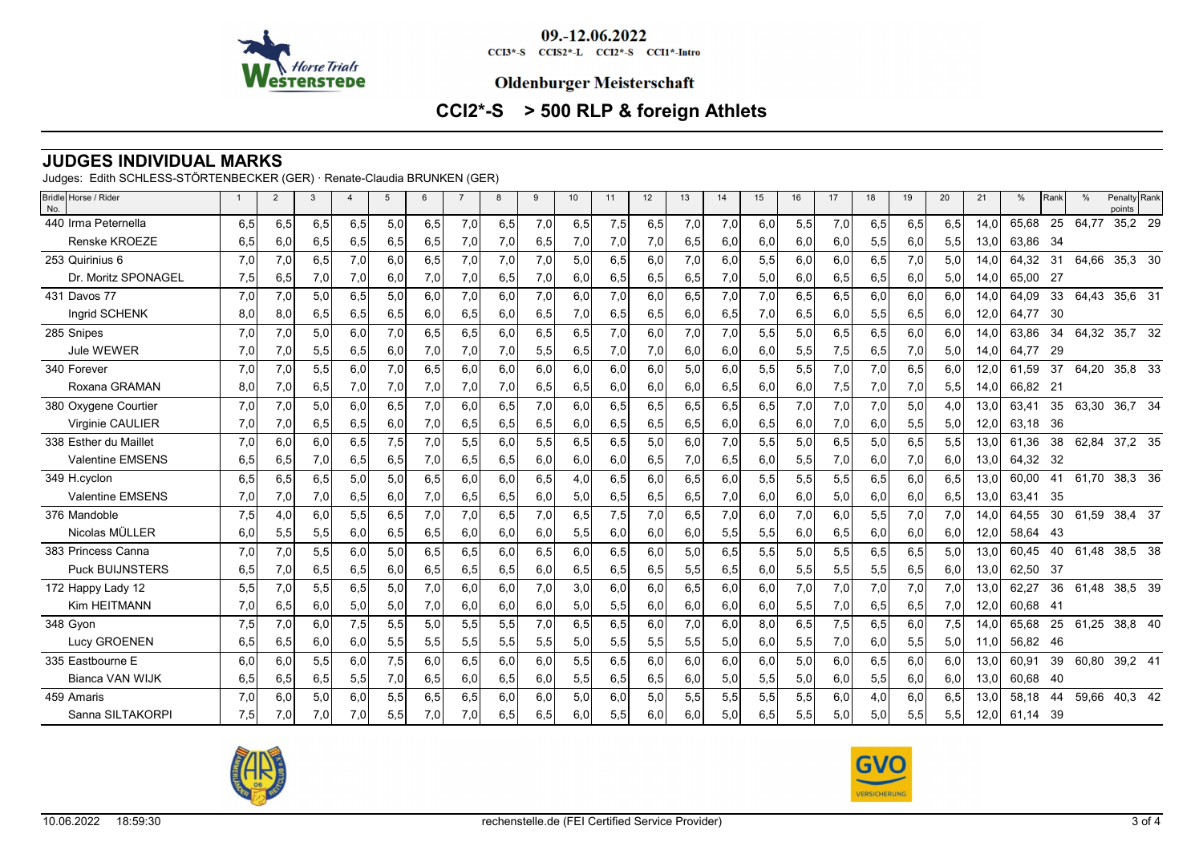09.-12.06.2022

CCI3*-S CCIS2*-L CCI2*-S CCI1*-Intro

**Oldenburger Meisterschaft**

## CCI2*-S > 500 RLP & foreign Athlets

## JUDGES INDIVIDUAL MARKS

Judges: Edith SCHLESS-STÖRTENBECKER (GER) · Renate-Claudia BRUNKEN (GER)

| Bridle No. | Horse / Rider | 1 | 2 | 3 | 4 | 5 | 6 | 7 | 8 | 9 | 10 | 11 | 12 | 13 | 14 | 15 | 16 | 17 | 18 | 19 | 20 | 21 | % | Rank | % | Penalty points | Rank |
|---|---|---|---|---|---|---|---|---|---|---|---|---|---|---|---|---|---|---|---|---|---|---|---|---|---|---|---|
| 440 | Irma Peternella | 6,5 | 6,5 | 6,5 | 6,5 | 5,0 | 6,5 | 7,0 | 6,5 | 7,0 | 6,5 | 7,5 | 6,5 | 7,0 | 7,0 | 6,0 | 5,5 | 7,0 | 6,5 | 6,5 | 6,5 | 14,0 | 65,68 | 25 | 64,77 | 35,2 | 29 |
| | Renske KROEZE | 6,5 | 6,0 | 6,5 | 6,5 | 6,5 | 6,5 | 7,0 | 7,0 | 6,5 | 7,0 | 7,0 | 7,0 | 6,5 | 6,0 | 6,0 | 6,0 | 6,0 | 5,5 | 6,0 | 5,5 | 13,0 | 63,86 | 34 | | | |
| 253 | Quirinius 6 | 7,0 | 7,0 | 6,5 | 7,0 | 6,0 | 6,5 | 7,0 | 7,0 | 7,0 | 5,0 | 6,5 | 6,0 | 7,0 | 6,0 | 5,5 | 6,0 | 6,0 | 6,5 | 7,0 | 5,0 | 14,0 | 64,32 | 31 | 64,66 | 35,3 | 30 |
| | Dr. Moritz SPONAGEL | 7,5 | 6,5 | 7,0 | 7,0 | 6,0 | 7,0 | 7,0 | 6,5 | 7,0 | 6,0 | 6,5 | 6,5 | 6,5 | 7,0 | 5,0 | 6,0 | 6,5 | 6,5 | 6,0 | 5,0 | 14,0 | 65,00 | 27 | | | |
| 431 | Davos 77 | 7,0 | 7,0 | 5,0 | 6,5 | 5,0 | 6,0 | 7,0 | 6,0 | 7,0 | 6,0 | 7,0 | 6,0 | 6,5 | 7,0 | 7,0 | 6,5 | 6,5 | 6,0 | 6,0 | 6,0 | 14,0 | 64,09 | 33 | 64,43 | 35,6 | 31 |
| | Ingrid SCHENK | 8,0 | 8,0 | 6,5 | 6,5 | 6,5 | 6,0 | 6,5 | 6,0 | 6,5 | 7,0 | 6,5 | 6,5 | 6,0 | 6,5 | 7,0 | 6,5 | 6,0 | 5,5 | 6,5 | 6,0 | 12,0 | 64,77 | 30 | | | |
| 285 | Snipes | 7,0 | 7,0 | 5,0 | 6,0 | 7,0 | 6,5 | 6,5 | 6,0 | 6,5 | 6,5 | 7,0 | 6,0 | 7,0 | 7,0 | 5,5 | 5,0 | 6,5 | 6,5 | 6,0 | 6,0 | 14,0 | 63,86 | 34 | 64,32 | 35,7 | 32 |
| | Jule WEWER | 7,0 | 7,0 | 5,5 | 6,5 | 6,0 | 7,0 | 7,0 | 7,0 | 5,5 | 6,5 | 7,0 | 7,0 | 6,0 | 6,0 | 6,0 | 5,5 | 7,5 | 6,5 | 7,0 | 5,0 | 14,0 | 64,77 | 29 | | | |
| 340 | Forever | 7,0 | 7,0 | 5,5 | 6,0 | 7,0 | 6,5 | 6,0 | 6,0 | 6,0 | 6,0 | 6,0 | 6,0 | 5,0 | 6,0 | 5,5 | 5,5 | 7,0 | 7,0 | 6,5 | 6,0 | 12,0 | 61,59 | 37 | 64,20 | 35,8 | 33 |
| | Roxana GRAMAN | 8,0 | 7,0 | 6,5 | 7,0 | 7,0 | 7,0 | 7,0 | 7,0 | 6,5 | 6,5 | 6,0 | 6,0 | 6,0 | 6,5 | 6,0 | 6,0 | 7,5 | 7,0 | 7,0 | 5,5 | 14,0 | 66,82 | 21 | | | |
| 380 | Oxygene Courtier | 7,0 | 7,0 | 5,0 | 6,0 | 6,5 | 7,0 | 6,0 | 6,5 | 7,0 | 6,0 | 6,5 | 6,5 | 6,5 | 6,5 | 6,5 | 7,0 | 7,0 | 7,0 | 5,0 | 4,0 | 13,0 | 63,41 | 35 | 63,30 | 36,7 | 34 |
| | Virginie CAULIER | 7,0 | 7,0 | 6,5 | 6,5 | 6,0 | 7,0 | 6,5 | 6,5 | 6,5 | 6,0 | 6,5 | 6,5 | 6,5 | 6,0 | 6,5 | 6,0 | 7,0 | 6,0 | 5,5 | 5,0 | 12,0 | 63,18 | 36 | | | |
| 338 | Esther du Maillet | 7,0 | 6,0 | 6,0 | 6,5 | 7,5 | 7,0 | 5,5 | 6,0 | 5,5 | 6,5 | 6,5 | 5,0 | 6,0 | 7,0 | 5,5 | 5,0 | 6,5 | 5,0 | 6,5 | 5,5 | 13,0 | 61,36 | 38 | 62,84 | 37,2 | 35 |
| | Valentine EMSENS | 6,5 | 6,5 | 7,0 | 6,5 | 6,5 | 7,0 | 6,5 | 6,5 | 6,0 | 6,0 | 6,0 | 6,5 | 7,0 | 6,5 | 6,0 | 5,5 | 7,0 | 6,0 | 7,0 | 6,0 | 13,0 | 64,32 | 32 | | | |
| 349 | H.cyclon | 6,5 | 6,5 | 6,5 | 5,0 | 5,0 | 6,5 | 6,0 | 6,0 | 6,5 | 4,0 | 6,5 | 6,0 | 6,5 | 6,0 | 5,5 | 5,5 | 5,5 | 6,5 | 6,0 | 6,5 | 13,0 | 60,00 | 41 | 61,70 | 38,3 | 36 |
| | Valentine EMSENS | 7,0 | 7,0 | 7,0 | 6,5 | 6,0 | 7,0 | 6,5 | 6,5 | 6,0 | 5,0 | 6,5 | 6,5 | 6,5 | 7,0 | 6,0 | 6,0 | 5,0 | 6,0 | 6,0 | 6,5 | 13,0 | 63,41 | 35 | | | |
| 376 | Mandoble | 7,5 | 4,0 | 6,0 | 5,5 | 6,5 | 7,0 | 7,0 | 6,5 | 7,0 | 6,5 | 7,5 | 7,0 | 6,5 | 7,0 | 6,0 | 7,0 | 6,0 | 5,5 | 7,0 | 7,0 | 14,0 | 64,55 | 30 | 61,59 | 38,4 | 37 |
| | Nicolas MÜLLER | 6,0 | 5,5 | 5,5 | 6,0 | 6,5 | 6,5 | 6,0 | 6,0 | 6,0 | 5,5 | 6,0 | 6,0 | 6,0 | 5,5 | 5,5 | 6,0 | 6,5 | 6,0 | 6,0 | 6,0 | 12,0 | 58,64 | 43 | | | |
| 383 | Princess Canna | 7,0 | 7,0 | 5,5 | 6,0 | 5,0 | 6,5 | 6,5 | 6,0 | 6,5 | 6,0 | 6,5 | 6,0 | 5,0 | 6,5 | 5,5 | 5,0 | 5,5 | 6,5 | 6,5 | 5,0 | 13,0 | 60,45 | 40 | 61,48 | 38,5 | 38 |
| | Puck BUIJNSTERS | 6,5 | 7,0 | 6,5 | 6,5 | 6,0 | 6,5 | 6,5 | 6,5 | 6,0 | 6,5 | 6,5 | 6,5 | 5,5 | 6,5 | 6,0 | 5,5 | 5,5 | 5,5 | 6,5 | 6,0 | 13,0 | 62,50 | 37 | | | |
| 172 | Happy Lady 12 | 5,5 | 7,0 | 5,5 | 6,5 | 5,0 | 7,0 | 6,0 | 6,0 | 7,0 | 3,0 | 6,0 | 6,0 | 6,5 | 6,0 | 6,0 | 7,0 | 7,0 | 7,0 | 7,0 | 7,0 | 13,0 | 62,27 | 36 | 61,48 | 38,5 | 39 |
| | Kim HEITMANN | 7,0 | 6,5 | 6,0 | 5,0 | 5,0 | 7,0 | 6,0 | 6,0 | 6,0 | 5,0 | 5,5 | 6,0 | 6,0 | 6,0 | 6,0 | 5,5 | 7,0 | 6,5 | 6,5 | 7,0 | 12,0 | 60,68 | 41 | | | |
| 348 | Gyon | 7,5 | 7,0 | 6,0 | 7,5 | 5,5 | 5,0 | 5,5 | 5,5 | 7,0 | 6,5 | 6,5 | 6,0 | 7,0 | 6,0 | 8,0 | 6,5 | 7,5 | 6,5 | 6,0 | 7,5 | 14,0 | 65,68 | 25 | 61,25 | 38,8 | 40 |
| | Lucy GROENEN | 6,5 | 6,5 | 6,0 | 6,0 | 5,5 | 5,5 | 5,5 | 5,5 | 5,5 | 5,0 | 5,5 | 5,5 | 5,5 | 5,0 | 6,0 | 5,5 | 7,0 | 6,0 | 5,5 | 5,0 | 11,0 | 56,82 | 46 | | | |
| 335 | Eastbourne E | 6,0 | 6,0 | 5,5 | 6,0 | 7,5 | 6,0 | 6,5 | 6,0 | 6,0 | 5,5 | 6,5 | 6,0 | 6,0 | 6,0 | 6,0 | 5,0 | 6,0 | 6,5 | 6,0 | 6,0 | 13,0 | 60,91 | 39 | 60,80 | 39,2 | 41 |
| | Bianca VAN WIJK | 6,5 | 6,5 | 6,5 | 5,5 | 7,0 | 6,5 | 6,0 | 6,5 | 6,0 | 5,5 | 6,5 | 6,5 | 6,0 | 5,0 | 5,5 | 5,0 | 6,0 | 5,5 | 6,0 | 6,0 | 13,0 | 60,68 | 40 | | | |
| 459 | Amaris | 7,0 | 6,0 | 5,0 | 6,0 | 5,5 | 6,5 | 6,5 | 6,0 | 6,0 | 5,0 | 6,0 | 5,0 | 5,5 | 5,5 | 5,5 | 5,5 | 6,0 | 4,0 | 6,0 | 6,5 | 13,0 | 58,18 | 44 | 59,66 | 40,3 | 42 |
| | Sanna SILTAKORPI | 7,5 | 7,0 | 7,0 | 7,0 | 5,5 | 7,0 | 7,0 | 6,5 | 6,5 | 6,0 | 5,5 | 6,0 | 6,0 | 5,0 | 6,5 | 5,5 | 5,0 | 5,0 | 5,5 | 5,5 | 12,0 | 61,14 | 39 | | | |

10.06.2022 18:59:30 rechenstelle.de (FEI Certified Service Provider)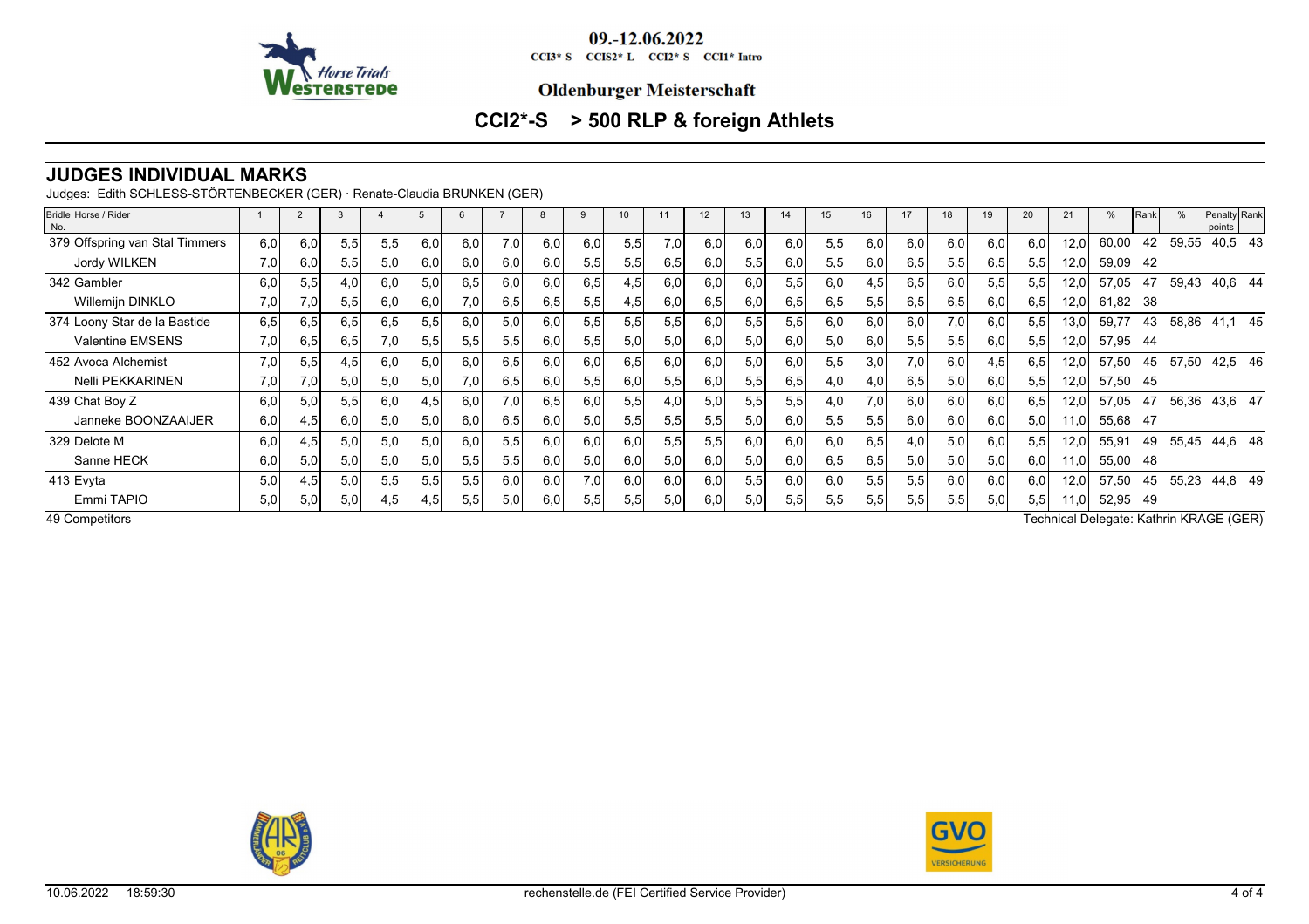09.-12.06.2022

CCI3*-S CCIS2*-L CCI2*-S CCI1*-Intro

**Oldenburger Meisterschaft**

## CCI2*-S > 500 RLP & foreign Athlets

## JUDGES INDIVIDUAL MARKS

Judges: Edith SCHLESS-STÖRTENBECKER (GER) · Renate-Claudia BRUNKEN (GER)

| Bridle No. Horse / Rider | 1 | 2 | 3 | 4 | 5 | 6 | 7 | 8 | 9 | 10 | 11 | 12 | 13 | 14 | 15 | 16 | 17 | 18 | 19 | 20 | 21 | % | Rank | % | Penalty points | Rank |
|---|---|---|---|---|---|---|---|---|---|---|---|---|---|---|---|---|---|---|---|---|---|---|---|---|---|---|
| 379 Offspring van Stal Timmers | 6,0 | 6,0 | 5,5 | 5,5 | 6,0 | 6,0 | 7,0 | 6,0 | 6,0 | 5,5 | 7,0 | 6,0 | 6,0 | 6,0 | 5,5 | 6,0 | 6,0 | 6,0 | 6,0 | 6,0 | 12,0 | 60,00 | 42 | 59,55 | 40,5 | 43 |
| Jordy WILKEN | 7,0 | 6,0 | 5,5 | 5,0 | 6,0 | 6,0 | 6,0 | 6,0 | 5,5 | 5,5 | 6,5 | 6,0 | 5,5 | 6,0 | 5,5 | 6,0 | 6,5 | 5,5 | 6,5 | 5,5 | 12,0 | 59,09 | 42 | | | |
| 342 Gambler | 6,0 | 5,5 | 4,0 | 6,0 | 5,0 | 6,5 | 6,0 | 6,0 | 6,5 | 4,5 | 6,0 | 6,0 | 6,0 | 5,5 | 6,0 | 4,5 | 6,5 | 6,0 | 5,5 | 5,5 | 12,0 | 57,05 | 47 | 59,43 | 40,6 | 44 |
| Willemijn DINKLO | 7,0 | 7,0 | 5,5 | 6,0 | 6,0 | 7,0 | 6,5 | 6,5 | 5,5 | 4,5 | 6,0 | 6,5 | 6,0 | 6,5 | 6,5 | 5,5 | 6,5 | 6,5 | 6,0 | 6,5 | 12,0 | 61,82 | 38 | | | |
| 374 Loony Star de la Bastide | 6,5 | 6,5 | 6,5 | 6,5 | 5,5 | 6,0 | 5,0 | 6,0 | 5,5 | 5,5 | 5,5 | 6,0 | 5,5 | 5,5 | 6,0 | 6,0 | 6,0 | 7,0 | 6,0 | 5,5 | 13,0 | 59,77 | 43 | 58,86 | 41,1 | 45 |
| Valentine EMSENS | 7,0 | 6,5 | 6,5 | 7,0 | 5,5 | 5,5 | 5,5 | 6,0 | 5,5 | 5,0 | 5,0 | 6,0 | 5,0 | 6,0 | 5,0 | 6,0 | 5,5 | 5,5 | 6,0 | 5,5 | 12,0 | 57,95 | 44 | | | |
| 452 Avoca Alchemist | 7,0 | 5,5 | 4,5 | 6,0 | 5,0 | 6,0 | 6,5 | 6,0 | 6,0 | 6,5 | 6,0 | 6,0 | 5,0 | 6,0 | 5,5 | 3,0 | 7,0 | 6,0 | 4,5 | 6,5 | 12,0 | 57,50 | 45 | 57,50 | 42,5 | 46 |
| Nelli PEKKARINEN | 7,0 | 7,0 | 5,0 | 5,0 | 5,0 | 7,0 | 6,5 | 6,0 | 5,5 | 6,0 | 5,5 | 6,0 | 5,5 | 6,5 | 4,0 | 4,0 | 6,5 | 5,0 | 6,0 | 5,5 | 12,0 | 57,50 | 45 | | | |
| 439 Chat Boy Z | 6,0 | 5,0 | 5,5 | 6,0 | 4,5 | 6,0 | 7,0 | 6,5 | 6,0 | 5,5 | 4,0 | 5,0 | 5,5 | 5,5 | 4,0 | 7,0 | 6,0 | 6,0 | 6,0 | 6,5 | 12,0 | 57,05 | 47 | 56,36 | 43,6 | 47 |
| Janneke BOONZAAIJER | 6,0 | 4,5 | 6,0 | 5,0 | 5,0 | 6,0 | 6,5 | 6,0 | 5,0 | 5,5 | 5,5 | 5,5 | 5,0 | 6,0 | 5,5 | 5,5 | 6,0 | 6,0 | 6,0 | 5,0 | 11,0 | 55,68 | 47 | | | |
| 329 Delote M | 6,0 | 4,5 | 5,0 | 5,0 | 5,0 | 6,0 | 5,5 | 6,0 | 6,0 | 6,0 | 5,5 | 5,5 | 6,0 | 6,0 | 6,0 | 6,5 | 4,0 | 5,0 | 6,0 | 5,5 | 12,0 | 55,91 | 49 | 55,45 | 44,6 | 48 |
| Sanne HECK | 6,0 | 5,0 | 5,0 | 5,0 | 5,0 | 5,5 | 5,5 | 6,0 | 5,0 | 6,0 | 5,0 | 6,0 | 5,0 | 6,0 | 6,5 | 6,5 | 5,0 | 5,0 | 5,0 | 6,0 | 11,0 | 55,00 | 48 | | | |
| 413 Evyta | 5,0 | 4,5 | 5,0 | 5,5 | 5,5 | 5,5 | 6,0 | 6,0 | 7,0 | 6,0 | 6,0 | 6,0 | 5,5 | 6,0 | 6,0 | 5,5 | 5,5 | 6,0 | 6,0 | 6,0 | 12,0 | 57,50 | 45 | 55,23 | 44,8 | 49 |
| Emmi TAPIO | 5,0 | 5,0 | 5,0 | 4,5 | 4,5 | 5,5 | 5,0 | 6,0 | 5,5 | 5,5 | 5,0 | 6,0 | 5,0 | 5,5 | 5,5 | 5,5 | 5,5 | 5,5 | 5,0 | 5,5 | 11,0 | 52,95 | 49 | | | |

49 Competitors

Technical Delegate: Kathrin KRAGE (GER)

10.06.2022 18:59:30

rechenstelle.de (FEI Certified Service Provider)